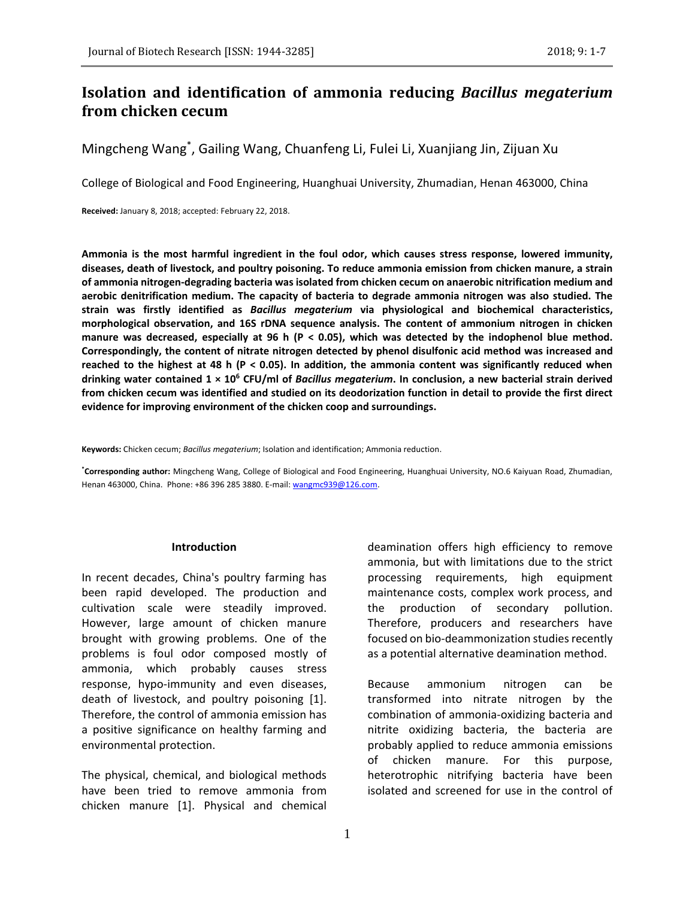# Isolation and identification of ammonia reducing *Bacillus megaterium* from chicken cecum

Mingcheng Wang*, Gailing Wang, Chuanfeng Li, Fulei Li, Xuanjiang Jin, Zijuan Xu

College of Biological and Food Engineering, Huanghuai University, Zhumadian, Henan 463000, China

**Received:** January 8, 2018; accepted: February 22, 2018.

**Ammonia is the most harmful ingredient in the foul odor, which causes stress response, lowered immunity, diseases, death of livestock, and poultry poisoning. To reduce ammonia emission from chicken manure, a strain of ammonia nitrogen-degrading bacteria was isolated from chicken cecum on anaerobic nitrification medium and aerobic denitrification medium. The capacity of bacteria to degrade ammonia nitrogen was also studied. The strain was firstly identified as *Bacillus megaterium* via physiological and biochemical characteristics, morphological observation, and 16S rDNA sequence analysis. The content of ammonium nitrogen in chicken manure was decreased, especially at 96 h ($P < 0.05$), which was detected by the indophenol blue method. Correspondingly, the content of nitrate nitrogen detected by phenol disulfonic acid method was increased and reached to the highest at 48 h ($P < 0.05$). In addition, the ammonia content was significantly reduced when drinking water contained $1 \times 10^6$ CFU/ml of *Bacillus megaterium*. In conclusion, a new bacterial strain derived from chicken cecum was identified and studied on its deodorization function in detail to provide the first direct evidence for improving environment of the chicken coop and surroundings.**

**Keywords:** Chicken cecum; *Bacillus megaterium*; Isolation and identification; Ammonia reduction.

***Corresponding author:** Mingcheng Wang, College of Biological and Food Engineering, Huanghuai University, NO.6 Kaiyuan Road, Zhumadian, Henan 463000, China. Phone: +86 396 285 3880. E-mail: wangmc939@126.com.

## Introduction

In recent decades, China's poultry farming has been rapid developed. The production and cultivation scale were steadily improved. However, large amount of chicken manure brought with growing problems. One of the problems is foul odor composed mostly of ammonia, which probably causes stress response, hypo-immunity and even diseases, death of livestock, and poultry poisoning [1]. Therefore, the control of ammonia emission has a positive significance on healthy farming and environmental protection.

The physical, chemical, and biological methods have been tried to remove ammonia from chicken manure [1]. Physical and chemical deamination offers high efficiency to remove ammonia, but with limitations due to the strict processing requirements, high equipment maintenance costs, complex work process, and the production of secondary pollution. Therefore, producers and researchers have focused on bio-deammonization studies recently as a potential alternative deamination method.

Because ammonium nitrogen can be transformed into nitrate nitrogen by the combination of ammonia-oxidizing bacteria and nitrite oxidizing bacteria, the bacteria are probably applied to reduce ammonia emissions of chicken manure. For this purpose, heterotrophic nitrifying bacteria have been isolated and screened for use in the control of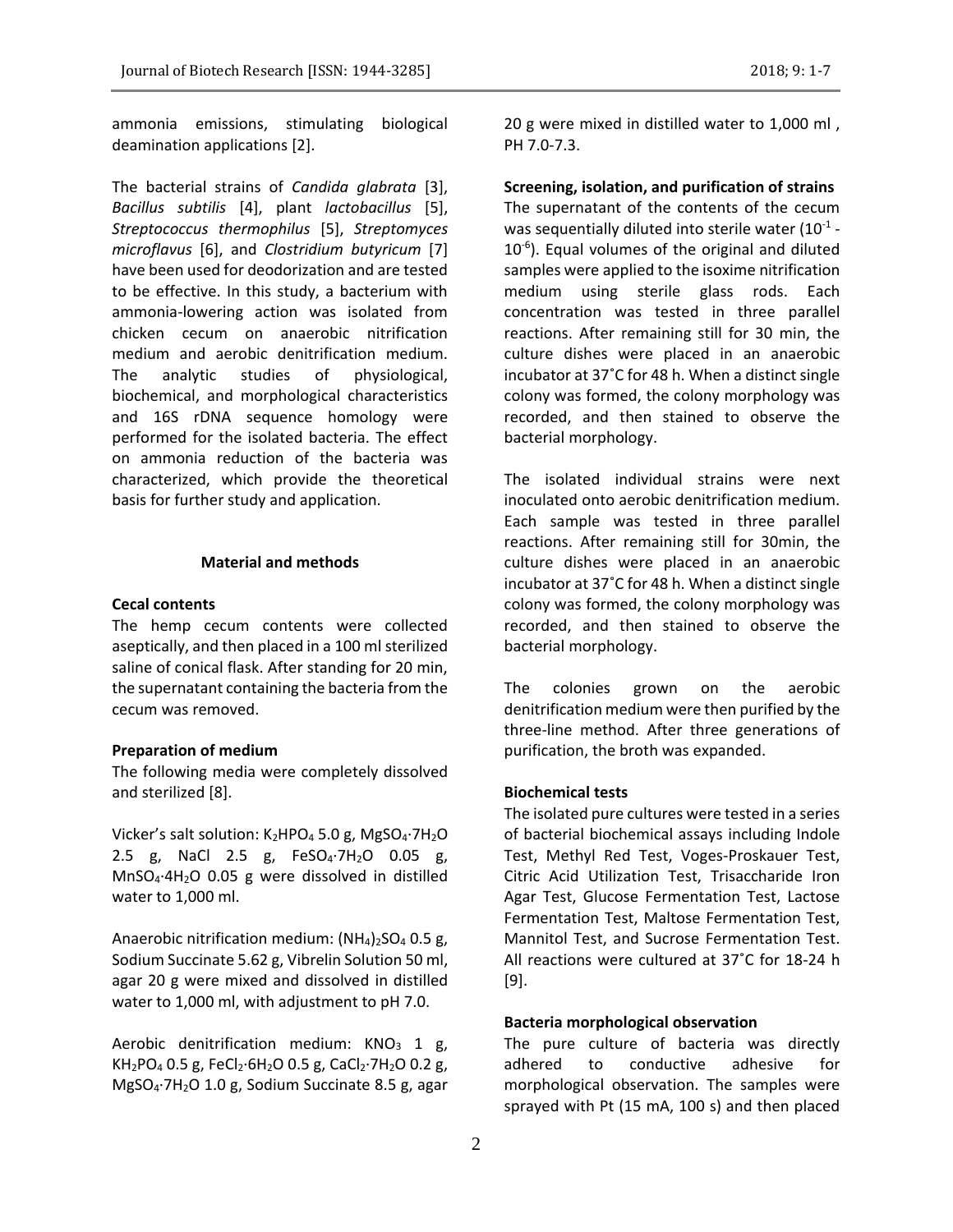ammonia emissions, stimulating biological deamination applications [2].

The bacterial strains of *Candida glabrata* [3], *Bacillus subtilis* [4], plant *lactobacillus* [5], *Streptococcus thermophilus* [5], *Streptomyces microflavus* [6], and *Clostridium butyricum* [7] have been used for deodorization and are tested to be effective. In this study, a bacterium with ammonia-lowering action was isolated from chicken cecum on anaerobic nitrification medium and aerobic denitrification medium. The analytic studies of physiological, biochemical, and morphological characteristics and 16S rDNA sequence homology were performed for the isolated bacteria. The effect on ammonia reduction of the bacteria was characterized, which provide the theoretical basis for further study and application.

## Material and methods

### Cecal contents

The hemp cecum contents were collected aseptically, and then placed in a 100 ml sterilized saline of conical flask. After standing for 20 min, the supernatant containing the bacteria from the cecum was removed.

### Preparation of medium

The following media were completely dissolved and sterilized [8].

Vicker's salt solution: $K_2HPO_4$ 5.0 g, $MgSO_4 \cdot 7H_2O$ 2.5 g, NaCl 2.5 g, $FeSO_4 \cdot 7H_2O$ 0.05 g, $MnSO_4 \cdot 4H_2O$ 0.05 g were dissolved in distilled water to 1,000 ml.

Anaerobic nitrification medium: $(NH_4)_2SO_4$ 0.5 g, Sodium Succinate 5.62 g, Vibrelin Solution 50 ml, agar 20 g were mixed and dissolved in distilled water to 1,000 ml, with adjustment to pH 7.0.

Aerobic denitrification medium: $KNO_3$ 1 g, $KH_2PO_4$ 0.5 g, $FeCl_2 \cdot 6H_2O$ 0.5 g, $CaCl_2 \cdot 7H_2O$ 0.2 g, $MgSO_4 \cdot 7H_2O$ 1.0 g, Sodium Succinate 8.5 g, agar 20 g were mixed in distilled water to 1,000 ml , PH 7.0-7.3.

### Screening, isolation, and purification of strains

The supernatant of the contents of the cecum was sequentially diluted into sterile water ($10^{-1}$ - $10^{-6}$). Equal volumes of the original and diluted samples were applied to the isoxime nitrification medium using sterile glass rods. Each concentration was tested in three parallel reactions. After remaining still for 30 min, the culture dishes were placed in an anaerobic incubator at 37˚C for 48 h. When a distinct single colony was formed, the colony morphology was recorded, and then stained to observe the bacterial morphology.

The isolated individual strains were next inoculated onto aerobic denitrification medium. Each sample was tested in three parallel reactions. After remaining still for 30min, the culture dishes were placed in an anaerobic incubator at 37˚C for 48 h. When a distinct single colony was formed, the colony morphology was recorded, and then stained to observe the bacterial morphology.

The colonies grown on the aerobic denitrification medium were then purified by the three-line method. After three generations of purification, the broth was expanded.

### Biochemical tests

The isolated pure cultures were tested in a series of bacterial biochemical assays including Indole Test, Methyl Red Test, Voges-Proskauer Test, Citric Acid Utilization Test, Trisaccharide Iron Agar Test, Glucose Fermentation Test, Lactose Fermentation Test, Maltose Fermentation Test, Mannitol Test, and Sucrose Fermentation Test. All reactions were cultured at 37˚C for 18-24 h [9].

### Bacteria morphological observation

The pure culture of bacteria was directly adhered to conductive adhesive for morphological observation. The samples were sprayed with Pt (15 mA, 100 s) and then placed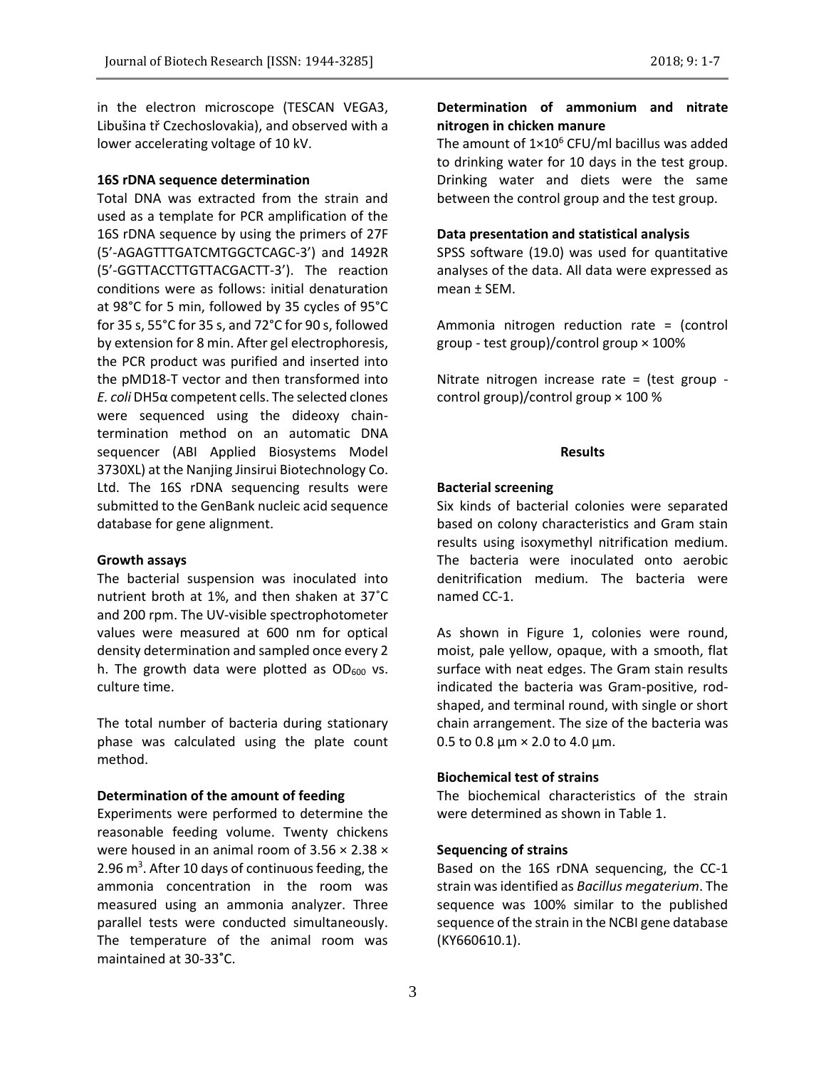in the electron microscope (TESCAN VEGA3, Libušina tř Czechoslovakia), and observed with a lower accelerating voltage of 10 kV.

**16S rDNA sequence determination**

Total DNA was extracted from the strain and used as a template for PCR amplification of the 16S rDNA sequence by using the primers of 27F (5'-AGAGTTTGATCMTGGCTCAGC-3') and 1492R (5'-GGTTACCTTGTTACGACTT-3'). The reaction conditions were as follows: initial denaturation at 98°C for 5 min, followed by 35 cycles of 95°C for 35 s, 55°C for 35 s, and 72°C for 90 s, followed by extension for 8 min. After gel electrophoresis, the PCR product was purified and inserted into the pMD18-T vector and then transformed into *E. coli* DH5α competent cells. The selected clones were sequenced using the dideoxy chain-termination method on an automatic DNA sequencer (ABI Applied Biosystems Model 3730XL) at the Nanjing Jinsirui Biotechnology Co. Ltd. The 16S rDNA sequencing results were submitted to the GenBank nucleic acid sequence database for gene alignment.

**Growth assays**

The bacterial suspension was inoculated into nutrient broth at 1%, and then shaken at 37˚C and 200 rpm. The UV-visible spectrophotometer values were measured at 600 nm for optical density determination and sampled once every 2 h. The growth data were plotted as $OD_{600}$ vs. culture time.

The total number of bacteria during stationary phase was calculated using the plate count method.

**Determination of the amount of feeding**

Experiments were performed to determine the reasonable feeding volume. Twenty chickens were housed in an animal room of 3.56 × 2.38 × 2.96 $m^3$. After 10 days of continuous feeding, the ammonia concentration in the room was measured using an ammonia analyzer. Three parallel tests were conducted simultaneously. The temperature of the animal room was maintained at 30-33˚C.

**Determination of ammonium and nitrate nitrogen in chicken manure**

The amount of $1 \times 10^6$ CFU/ml bacillus was added to drinking water for 10 days in the test group. Drinking water and diets were the same between the control group and the test group.

**Data presentation and statistical analysis**

SPSS software (19.0) was used for quantitative analyses of the data. All data were expressed as mean ± SEM.

Ammonia nitrogen reduction rate = (control group - test group)/control group × 100%

Nitrate nitrogen increase rate = (test group - control group)/control group × 100 %

## Results

**Bacterial screening**

Six kinds of bacterial colonies were separated based on colony characteristics and Gram stain results using isoxymethyl nitrification medium. The bacteria were inoculated onto aerobic denitrification medium. The bacteria were named CC-1.

As shown in Figure 1, colonies were round, moist, pale yellow, opaque, with a smooth, flat surface with neat edges. The Gram stain results indicated the bacteria was Gram-positive, rod-shaped, and terminal round, with single or short chain arrangement. The size of the bacteria was 0.5 to 0.8 μm × 2.0 to 4.0 μm.

**Biochemical test of strains**

The biochemical characteristics of the strain were determined as shown in Table 1.

**Sequencing of strains**

Based on the 16S rDNA sequencing, the CC-1 strain was identified as *Bacillus megaterium*. The sequence was 100% similar to the published sequence of the strain in the NCBI gene database (KY660610.1).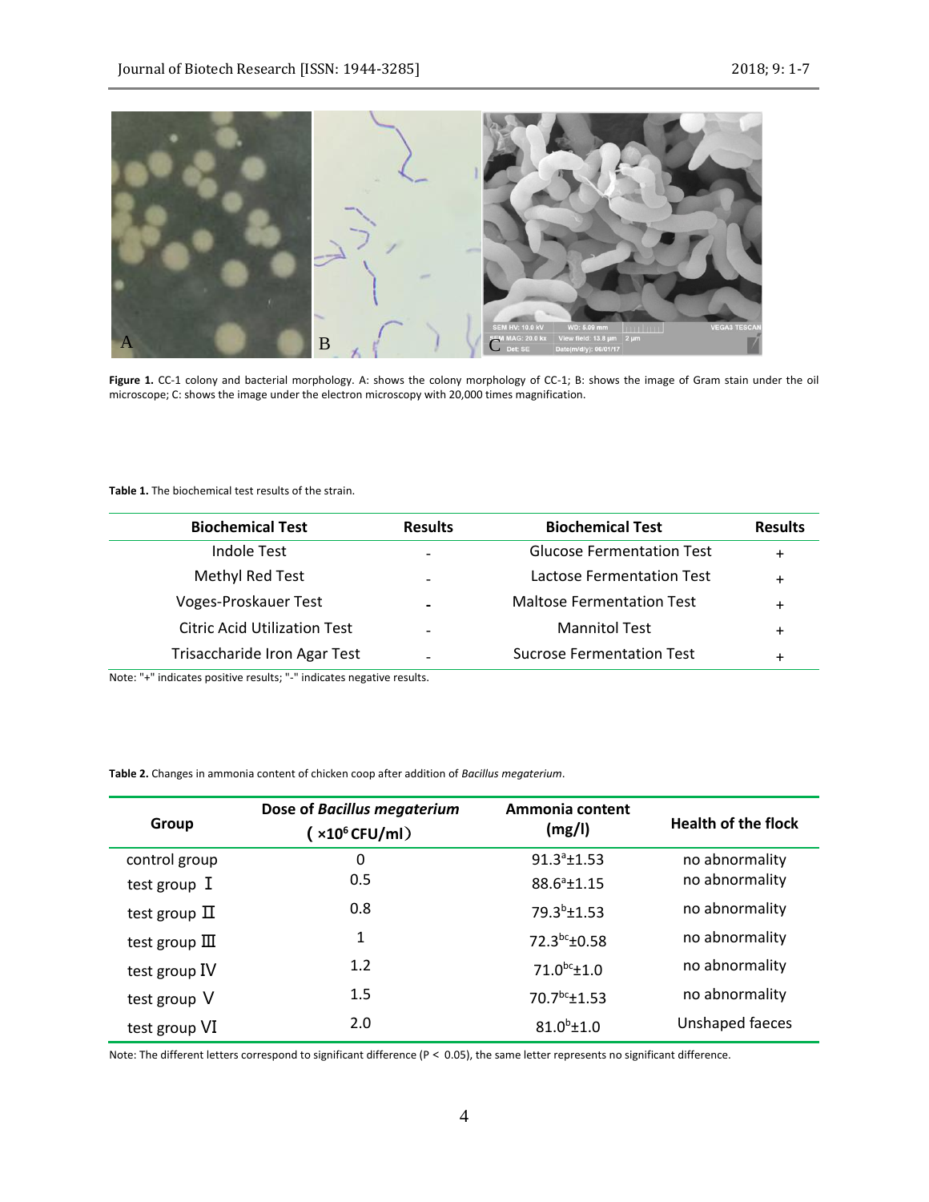**Figure 1.** CC-1 colony and bacterial morphology. A: shows the colony morphology of CC-1; B: shows the image of Gram stain under the oil microscope; C: shows the image under the electron microscopy with 20,000 times magnification.

**Table 1.** The biochemical test results of the strain.

| Biochemical Test | Results | Biochemical Test | Results |
|---|---|---|---|
| Indole Test | - | Glucose Fermentation Test | + |
| Methyl Red Test | - | Lactose Fermentation Test | + |
| Voges-Proskauer Test | - | Maltose Fermentation Test | + |
| Citric Acid Utilization Test | - | Mannitol Test | + |
| Trisaccharide Iron Agar Test | - | Sucrose Fermentation Test | + |

Note: "+" indicates positive results; "-" indicates negative results.

**Table 2.** Changes in ammonia content of chicken coop after addition of *Bacillus megaterium*.

| Group | Dose of *Bacillus megaterium* ( $\times 10^6$ CFU/ml) | Ammonia content (mg/l) | Health of the flock |
|---|---|---|---|
| control group | 0 | $91.3^{a}\pm1.53$ | no abnormality |
| test group Ⅰ | 0.5 | $88.6^{a}\pm1.15$ | no abnormality |
| test group Ⅱ | 0.8 | $79.3^{b}\pm1.53$ | no abnormality |
| test group Ⅲ | 1 | $72.3^{bc}\pm0.58$ | no abnormality |
| test group Ⅳ | 1.2 | $71.0^{bc}\pm1.0$ | no abnormality |
| test group Ⅴ | 1.5 | $70.7^{bc}\pm1.53$ | no abnormality |
| test group Ⅵ | 2.0 | $81.0^{b}\pm1.0$ | Unshaped faeces |

Note: The different letters correspond to significant difference ($P < 0.05$), the same letter represents no significant difference.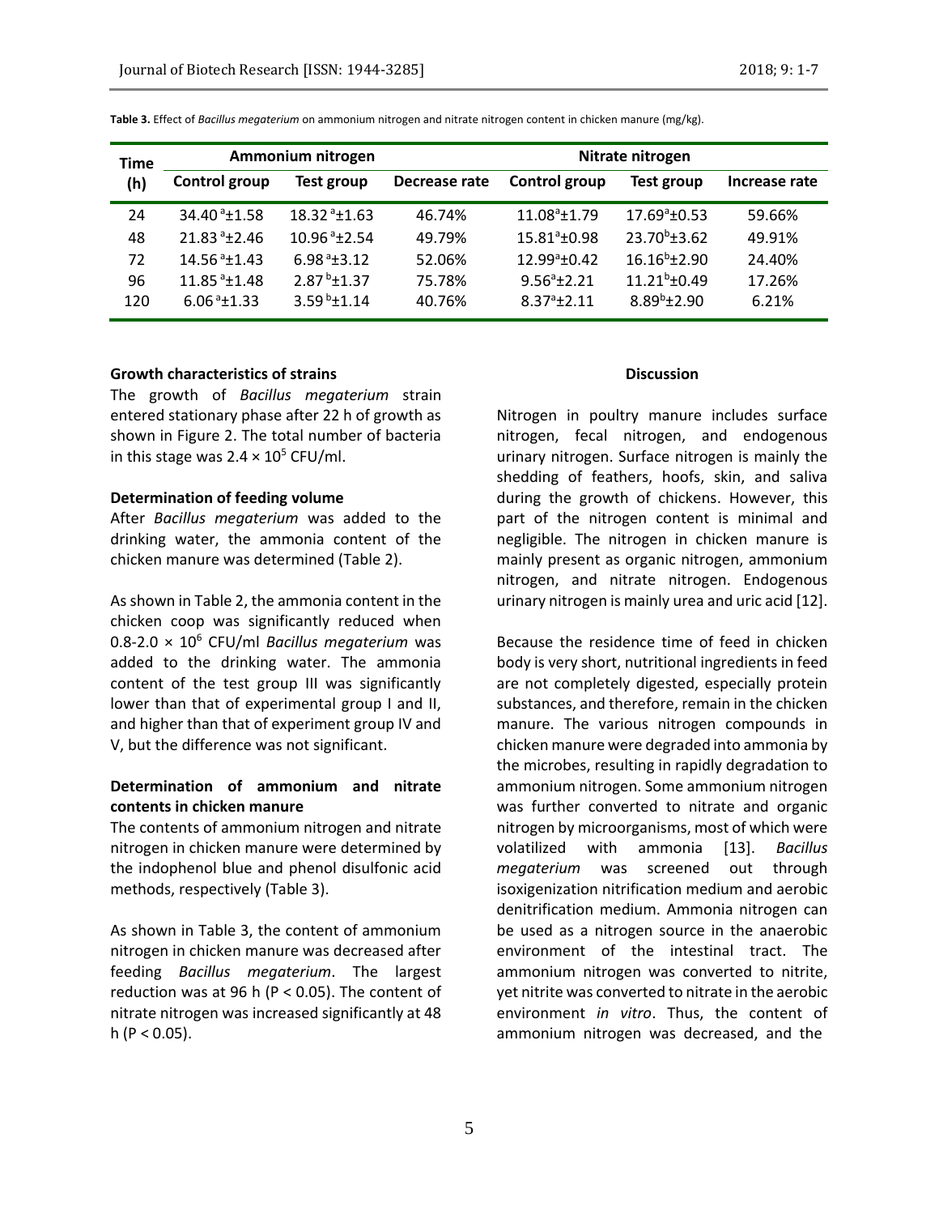**Table 3.** Effect of *Bacillus megaterium* on ammonium nitrogen and nitrate nitrogen content in chicken manure (mg/kg).

| Time (h) | Ammonium nitrogen | | | Nitrate nitrogen | | |
|---|---|---|---|---|---|---|
| | Control group | Test group | Decrease rate | Control group | Test group | Increase rate |
| 24 | $34.40^a$±1.58 | $18.32^a$±1.63 | 46.74% | $11.08^a$±1.79 | $17.69^a$±0.53 | 59.66% |
| 48 | $21.83^a$±2.46 | $10.96^a$±2.54 | 49.79% | $15.81^a$±0.98 | $23.70^b$±3.62 | 49.91% |
| 72 | $14.56^a$±1.43 | $6.98^a$±3.12 | 52.06% | $12.99^a$±0.42 | $16.16^b$±2.90 | 24.40% |
| 96 | $11.85^a$±1.48 | $2.87^b$±1.37 | 75.78% | $9.56^a$±2.21 | $11.21^b$±0.49 | 17.26% |
| 120 | $6.06^a$±1.33 | $3.59^b$±1.14 | 40.76% | $8.37^a$±2.11 | $8.89^b$±2.90 | 6.21% |

**Growth characteristics of strains**

The growth of *Bacillus megaterium* strain entered stationary phase after 22 h of growth as shown in Figure 2. The total number of bacteria in this stage was $2.4 \times 10^5$ CFU/ml.

**Determination of feeding volume**

After *Bacillus megaterium* was added to the drinking water, the ammonia content of the chicken manure was determined (Table 2).

As shown in Table 2, the ammonia content in the chicken coop was significantly reduced when 0.8-$2.0 \times 10^6$ CFU/ml *Bacillus megaterium* was added to the drinking water. The ammonia content of the test group III was significantly lower than that of experimental group I and II, and higher than that of experiment group IV and V, but the difference was not significant.

**Determination of ammonium and nitrate contents in chicken manure**

The contents of ammonium nitrogen and nitrate nitrogen in chicken manure were determined by the indophenol blue and phenol disulfonic acid methods, respectively (Table 3).

As shown in Table 3, the content of ammonium nitrogen in chicken manure was decreased after feeding *Bacillus megaterium*. The largest reduction was at 96 h ($P < 0.05$). The content of nitrate nitrogen was increased significantly at 48 h ($P < 0.05$).

**Discussion**

Nitrogen in poultry manure includes surface nitrogen, fecal nitrogen, and endogenous urinary nitrogen. Surface nitrogen is mainly the shedding of feathers, hoofs, skin, and saliva during the growth of chickens. However, this part of the nitrogen content is minimal and negligible. The nitrogen in chicken manure is mainly present as organic nitrogen, ammonium nitrogen, and nitrate nitrogen. Endogenous urinary nitrogen is mainly urea and uric acid [12].

Because the residence time of feed in chicken body is very short, nutritional ingredients in feed are not completely digested, especially protein substances, and therefore, remain in the chicken manure. The various nitrogen compounds in chicken manure were degraded into ammonia by the microbes, resulting in rapidly degradation to ammonium nitrogen. Some ammonium nitrogen was further converted to nitrate and organic nitrogen by microorganisms, most of which were volatilized with ammonia [13]. *Bacillus megaterium* was screened out through isoxigenization nitrification medium and aerobic denitrification medium. Ammonia nitrogen can be used as a nitrogen source in the anaerobic environment of the intestinal tract. The ammonium nitrogen was converted to nitrite, yet nitrite was converted to nitrate in the aerobic environment *in vitro*. Thus, the content of ammonium nitrogen was decreased, and the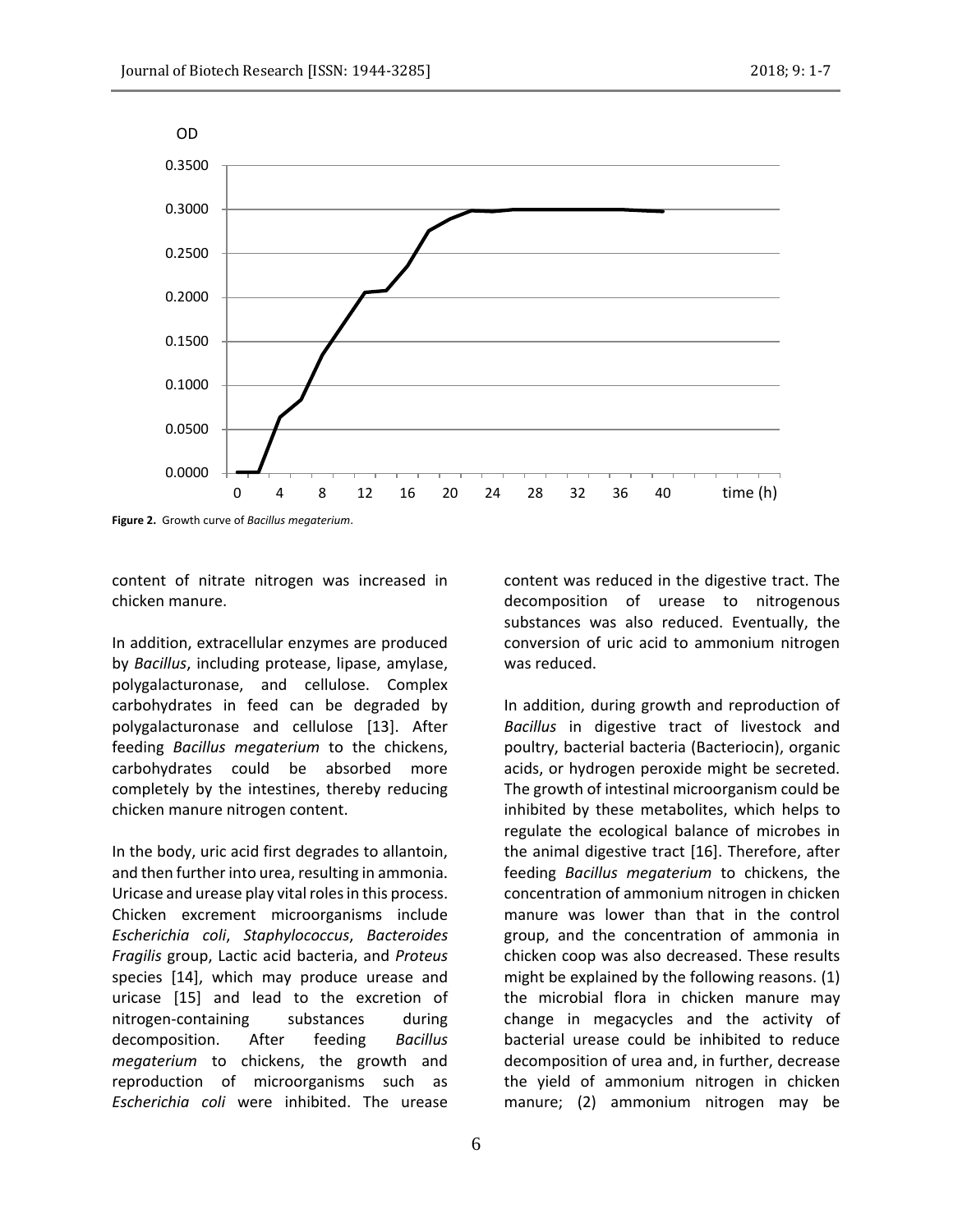**Figure 2.** Growth curve of *Bacillus megaterium*.

content of nitrate nitrogen was increased in chicken manure.

In addition, extracellular enzymes are produced by *Bacillus*, including protease, lipase, amylase, polygalacturonase, and cellulose. Complex carbohydrates in feed can be degraded by polygalacturonase and cellulose [13]. After feeding *Bacillus megaterium* to the chickens, carbohydrates could be absorbed more completely by the intestines, thereby reducing chicken manure nitrogen content.

In the body, uric acid first degrades to allantoin, and then further into urea, resulting in ammonia. Uricase and urease play vital roles in this process. Chicken excrement microorganisms include *Escherichia coli*, *Staphylococcus*, *Bacteroides Fragilis* group, Lactic acid bacteria, and *Proteus* species [14], which may produce urease and uricase [15] and lead to the excretion of nitrogen-containing substances during decomposition. After feeding *Bacillus megaterium* to chickens, the growth and reproduction of microorganisms such as *Escherichia coli* were inhibited. The urease content was reduced in the digestive tract. The decomposition of urease to nitrogenous substances was also reduced. Eventually, the conversion of uric acid to ammonium nitrogen was reduced.

In addition, during growth and reproduction of *Bacillus* in digestive tract of livestock and poultry, bacterial bacteria (Bacteriocin), organic acids, or hydrogen peroxide might be secreted. The growth of intestinal microorganism could be inhibited by these metabolites, which helps to regulate the ecological balance of microbes in the animal digestive tract [16]. Therefore, after feeding *Bacillus megaterium* to chickens, the concentration of ammonium nitrogen in chicken manure was lower than that in the control group, and the concentration of ammonia in chicken coop was also decreased. These results might be explained by the following reasons. (1) the microbial flora in chicken manure may change in megacycles and the activity of bacterial urease could be inhibited to reduce decomposition of urea and, in further, decrease the yield of ammonium nitrogen in chicken manure; (2) ammonium nitrogen may be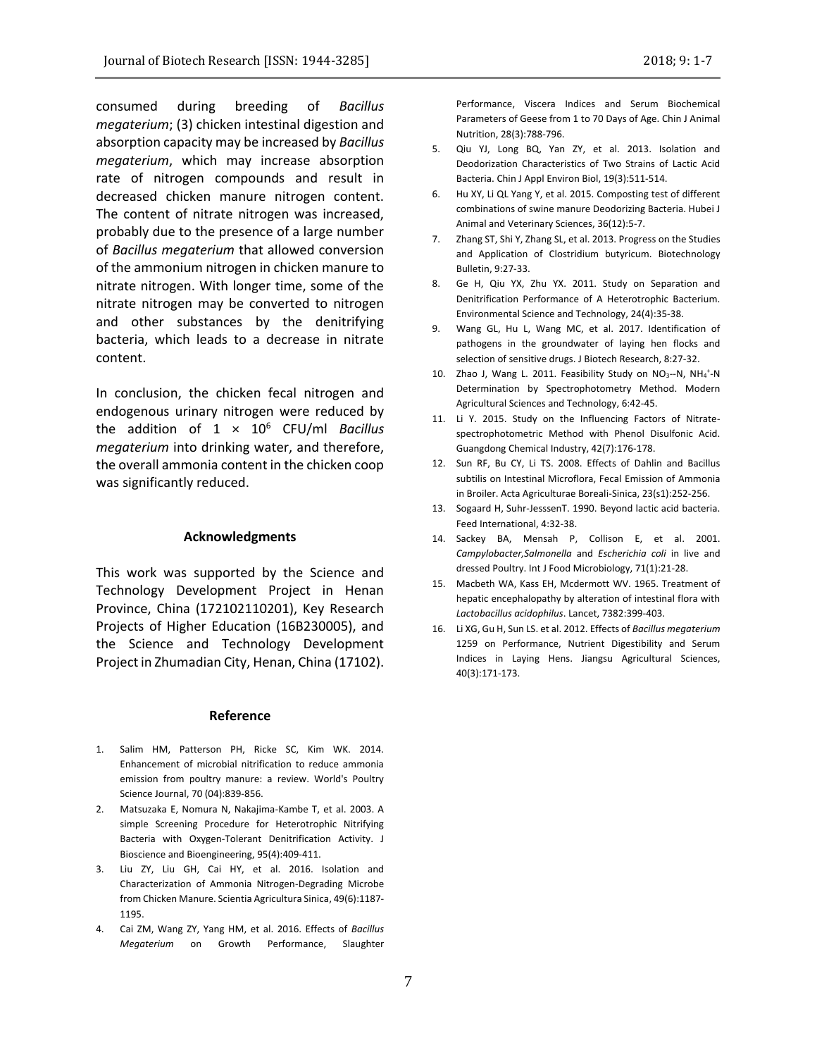consumed during breeding of *Bacillus megaterium*; (3) chicken intestinal digestion and absorption capacity may be increased by *Bacillus megaterium*, which may increase absorption rate of nitrogen compounds and result in decreased chicken manure nitrogen content. The content of nitrate nitrogen was increased, probably due to the presence of a large number of *Bacillus megaterium* that allowed conversion of the ammonium nitrogen in chicken manure to nitrate nitrogen. With longer time, some of the nitrate nitrogen may be converted to nitrogen and other substances by the denitrifying bacteria, which leads to a decrease in nitrate content.

In conclusion, the chicken fecal nitrogen and endogenous urinary nitrogen were reduced by the addition of $1 \times 10^6$ CFU/ml *Bacillus megaterium* into drinking water, and therefore, the overall ammonia content in the chicken coop was significantly reduced.

## Acknowledgments

This work was supported by the Science and Technology Development Project in Henan Province, China (172102110201), Key Research Projects of Higher Education (16B230005), and the Science and Technology Development Project in Zhumadian City, Henan, China (17102).

## Reference

1. Salim HM, Patterson PH, Ricke SC, Kim WK. 2014. Enhancement of microbial nitrification to reduce ammonia emission from poultry manure: a review. World's Poultry Science Journal, 70 (04):839-856.
2. Matsuzaka E, Nomura N, Nakajima-Kambe T, et al. 2003. A simple Screening Procedure for Heterotrophic Nitrifying Bacteria with Oxygen-Tolerant Denitrification Activity. J Bioscience and Bioengineering, 95(4):409-411.
3. Liu ZY, Liu GH, Cai HY, et al. 2016. Isolation and Characterization of Ammonia Nitrogen-Degrading Microbe from Chicken Manure. Scientia Agricultura Sinica, 49(6):1187-1195.
4. Cai ZM, Wang ZY, Yang HM, et al. 2016. Effects of *Bacillus Megaterium* on Growth Performance, Slaughter Performance, Viscera Indices and Serum Biochemical Parameters of Geese from 1 to 70 Days of Age. Chin J Animal Nutrition, 28(3):788-796.
5. Qiu YJ, Long BQ, Yan ZY, et al. 2013. Isolation and Deodorization Characteristics of Two Strains of Lactic Acid Bacteria. Chin J Appl Environ Biol, 19(3):511-514.
6. Hu XY, Li QL Yang Y, et al. 2015. Composting test of different combinations of swine manure Deodorizing Bacteria. Hubei J Animal and Veterinary Sciences, 36(12):5-7.
7. Zhang ST, Shi Y, Zhang SL, et al. 2013. Progress on the Studies and Application of Clostridium butyricum. Biotechnology Bulletin, 9:27-33.
8. Ge H, Qiu YX, Zhu YX. 2011. Study on Separation and Denitrification Performance of A Heterotrophic Bacterium. Environmental Science and Technology, 24(4):35-38.
9. Wang GL, Hu L, Wang MC, et al. 2017. Identification of pathogens in the groundwater of laying hen flocks and selection of sensitive drugs. J Biotech Research, 8:27-32.
10. Zhao J, Wang L. 2011. Feasibility Study on $NO_3$--N, $NH_4^+$-N Determination by Spectrophotometry Method. Modern Agricultural Sciences and Technology, 6:42-45.
11. Li Y. 2015. Study on the Influencing Factors of Nitrate-spectrophotometric Method with Phenol Disulfonic Acid. Guangdong Chemical Industry, 42(7):176-178.
12. Sun RF, Bu CY, Li TS. 2008. Effects of Dahlin and Bacillus subtilis on Intestinal Microflora, Fecal Emission of Ammonia in Broiler. Acta Agriculturae Boreali-Sinica, 23(s1):252-256.
13. Sogaard H, Suhr-JesssenT. 1990. Beyond lactic acid bacteria. Feed International, 4:32-38.
14. Sackey BA, Mensah P, Collison E, et al. 2001. *Campylobacter,Salmonella* and *Escherichia coli* in live and dressed Poultry. Int J Food Microbiology, 71(1):21-28.
15. Macbeth WA, Kass EH, Mcdermott WV. 1965. Treatment of hepatic encephalopathy by alteration of intestinal flora with *Lactobacillus acidophilus*. Lancet, 7382:399-403.
16. Li XG, Gu H, Sun LS. et al. 2012. Effects of *Bacillus megaterium* 1259 on Performance, Nutrient Digestibility and Serum Indices in Laying Hens. Jiangsu Agricultural Sciences, 40(3):171-173.